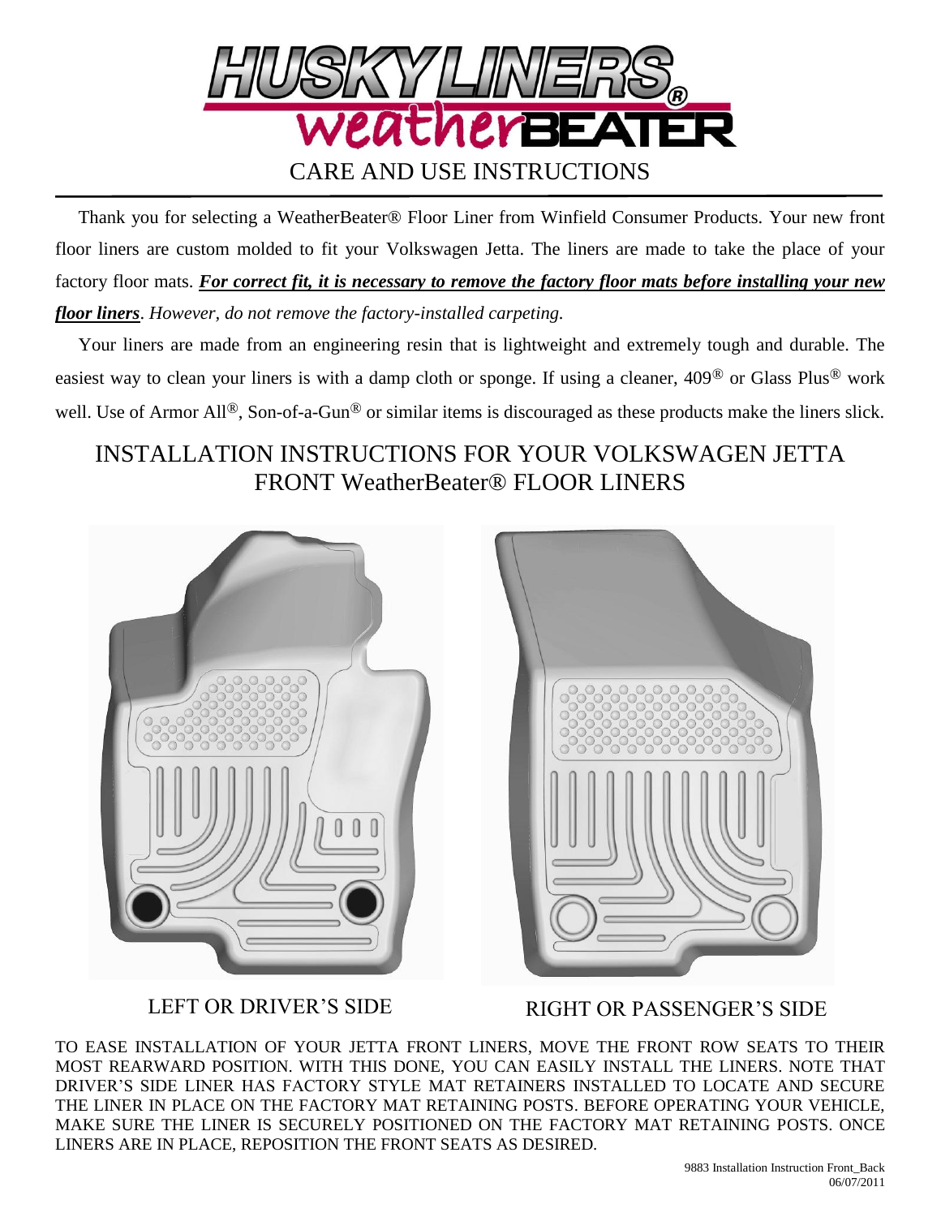# HUSKY LINERS® weatherBEATER

## CARE AND USE INSTRUCTIONS

Thank you for selecting a WeatherBeater® Floor Liner from Winfield Consumer Products. Your new front floor liners are custom molded to fit your Volkswagen Jetta. The liners are made to take the place of your factory floor mats. ***For correct fit, it is necessary to remove the factory floor mats before installing your new floor liners****. However, do not remove the factory-installed carpeting.*

Your liners are made from an engineering resin that is lightweight and extremely tough and durable. The easiest way to clean your liners is with a damp cloth or sponge. If using a cleaner, 409® or Glass Plus® work well. Use of Armor All®, Son-of-a-Gun® or similar items is discouraged as these products make the liners slick.

## INSTALLATION INSTRUCTIONS FOR YOUR VOLKSWAGEN JETTA FRONT WeatherBeater® FLOOR LINERS

LEFT OR DRIVER'S SIDE

RIGHT OR PASSENGER'S SIDE

TO EASE INSTALLATION OF YOUR JETTA FRONT LINERS, MOVE THE FRONT ROW SEATS TO THEIR MOST REARWARD POSITION. WITH THIS DONE, YOU CAN EASILY INSTALL THE LINERS. NOTE THAT DRIVER'S SIDE LINER HAS FACTORY STYLE MAT RETAINERS INSTALLED TO LOCATE AND SECURE THE LINER IN PLACE ON THE FACTORY MAT RETAINING POSTS. BEFORE OPERATING YOUR VEHICLE, MAKE SURE THE LINER IS SECURELY POSITIONED ON THE FACTORY MAT RETAINING POSTS. ONCE LINERS ARE IN PLACE, REPOSITION THE FRONT SEATS AS DESIRED.

9883 Installation Instruction Front_Back
06/07/2011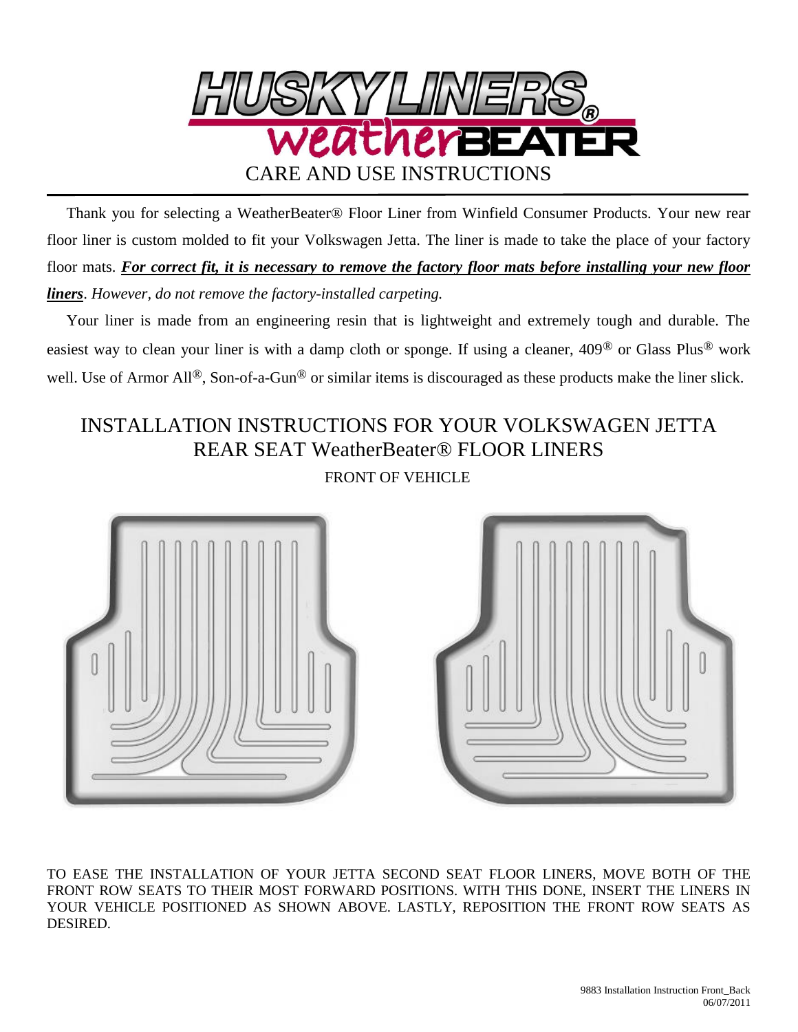# HUSKY LINERS® weatherBEATER

## CARE AND USE INSTRUCTIONS

Thank you for selecting a WeatherBeater® Floor Liner from Winfield Consumer Products. Your new rear floor liner is custom molded to fit your Volkswagen Jetta. The liner is made to take the place of your factory floor mats. ***For correct fit, it is necessary to remove the factory floor mats before installing your new floor liners***. *However, do not remove the factory-installed carpeting.*

Your liner is made from an engineering resin that is lightweight and extremely tough and durable. The easiest way to clean your liner is with a damp cloth or sponge. If using a cleaner, 409® or Glass Plus® work well. Use of Armor All®, Son-of-a-Gun® or similar items is discouraged as these products make the liner slick.

## INSTALLATION INSTRUCTIONS FOR YOUR VOLKSWAGEN JETTA REAR SEAT WeatherBeater® FLOOR LINERS

FRONT OF VEHICLE

TO EASE THE INSTALLATION OF YOUR JETTA SECOND SEAT FLOOR LINERS, MOVE BOTH OF THE FRONT ROW SEATS TO THEIR MOST FORWARD POSITIONS. WITH THIS DONE, INSERT THE LINERS IN YOUR VEHICLE POSITIONED AS SHOWN ABOVE. LASTLY, REPOSITION THE FRONT ROW SEATS AS DESIRED.

9883 Installation Instruction Front_Back
06/07/2011